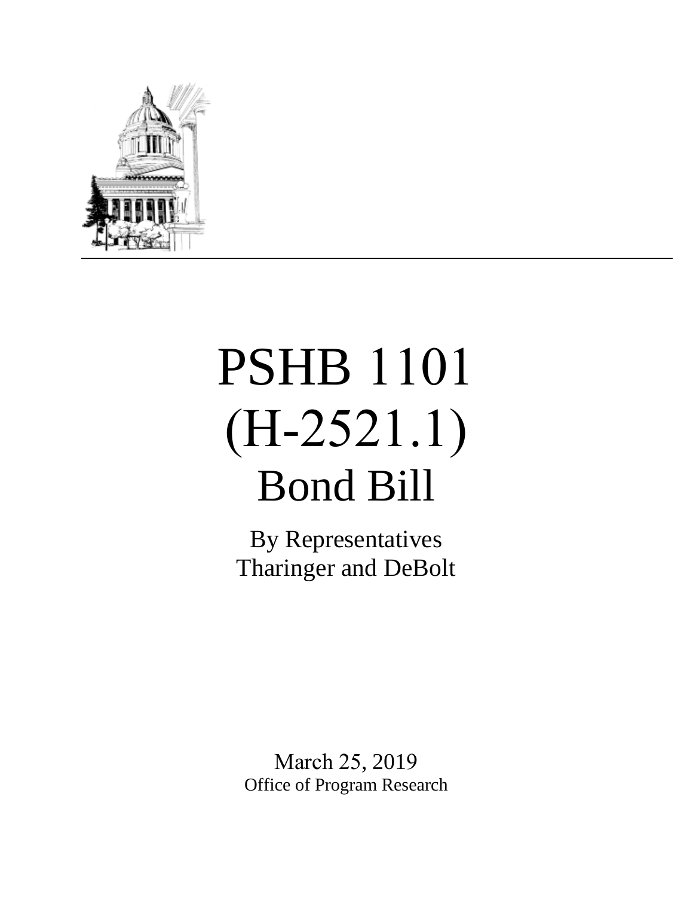# PSHB 1101
# (H-2521.1)
# Bond Bill

By Representatives
Tharinger and DeBolt

March 25, 2019
Office of Program Research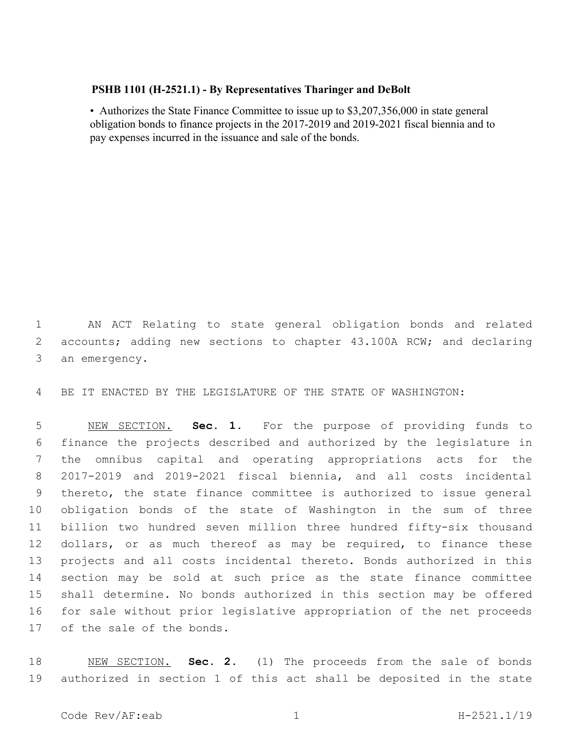**PSHB 1101 (H-2521.1) - By Representatives Tharinger and DeBolt**

- Authorizes the State Finance Committee to issue up to $3,207,356,000 in state general obligation bonds to finance projects in the 2017-2019 and 2019-2021 fiscal biennia and to pay expenses incurred in the issuance and sale of the bonds.

AN ACT Relating to state general obligation bonds and related accounts; adding new sections to chapter 43.100A RCW; and declaring an emergency.

BE IT ENACTED BY THE LEGISLATURE OF THE STATE OF WASHINGTON:

NEW SECTION. **Sec. 1.** For the purpose of providing funds to finance the projects described and authorized by the legislature in the omnibus capital and operating appropriations acts for the 2017-2019 and 2019-2021 fiscal biennia, and all costs incidental thereto, the state finance committee is authorized to issue general obligation bonds of the state of Washington in the sum of three billion two hundred seven million three hundred fifty-six thousand dollars, or as much thereof as may be required, to finance these projects and all costs incidental thereto. Bonds authorized in this section may be sold at such price as the state finance committee shall determine. No bonds authorized in this section may be offered for sale without prior legislative appropriation of the net proceeds of the sale of the bonds.

NEW SECTION. **Sec. 2.** (1) The proceeds from the sale of bonds authorized in section 1 of this act shall be deposited in the state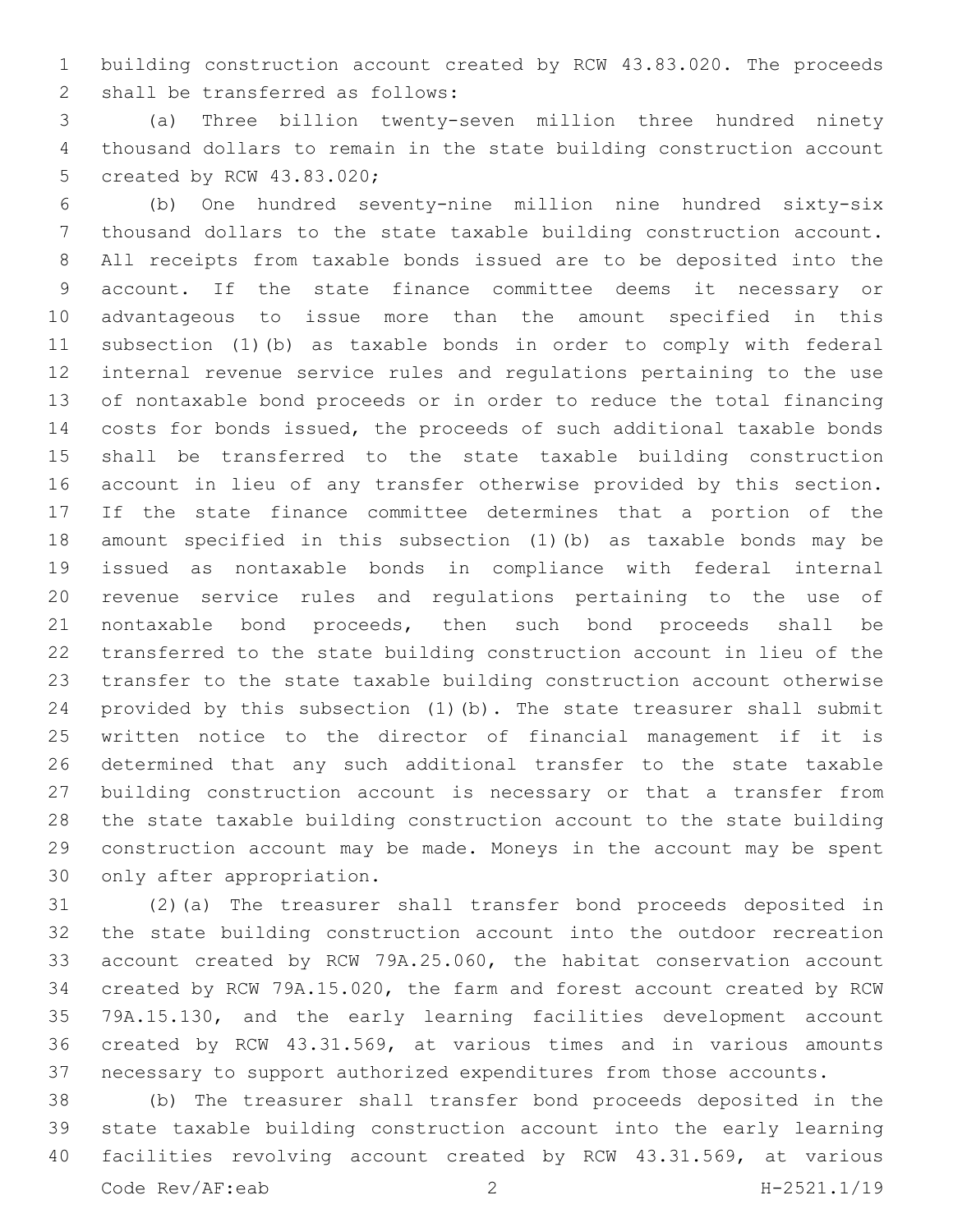building construction account created by RCW 43.83.020. The proceeds shall be transferred as follows:

(a) Three billion twenty-seven million three hundred ninety thousand dollars to remain in the state building construction account created by RCW 43.83.020;

(b) One hundred seventy-nine million nine hundred sixty-six thousand dollars to the state taxable building construction account. All receipts from taxable bonds issued are to be deposited into the account. If the state finance committee deems it necessary or advantageous to issue more than the amount specified in this subsection (1)(b) as taxable bonds in order to comply with federal internal revenue service rules and regulations pertaining to the use of nontaxable bond proceeds or in order to reduce the total financing costs for bonds issued, the proceeds of such additional taxable bonds shall be transferred to the state taxable building construction account in lieu of any transfer otherwise provided by this section. If the state finance committee determines that a portion of the amount specified in this subsection (1)(b) as taxable bonds may be issued as nontaxable bonds in compliance with federal internal revenue service rules and regulations pertaining to the use of nontaxable bond proceeds, then such bond proceeds shall be transferred to the state building construction account in lieu of the transfer to the state taxable building construction account otherwise provided by this subsection (1)(b). The state treasurer shall submit written notice to the director of financial management if it is determined that any such additional transfer to the state taxable building construction account is necessary or that a transfer from the state taxable building construction account to the state building construction account may be made. Moneys in the account may be spent only after appropriation.

(2)(a) The treasurer shall transfer bond proceeds deposited in the state building construction account into the outdoor recreation account created by RCW 79A.25.060, the habitat conservation account created by RCW 79A.15.020, the farm and forest account created by RCW 79A.15.130, and the early learning facilities development account created by RCW 43.31.569, at various times and in various amounts necessary to support authorized expenditures from those accounts.

(b) The treasurer shall transfer bond proceeds deposited in the state taxable building construction account into the early learning facilities revolving account created by RCW 43.31.569, at various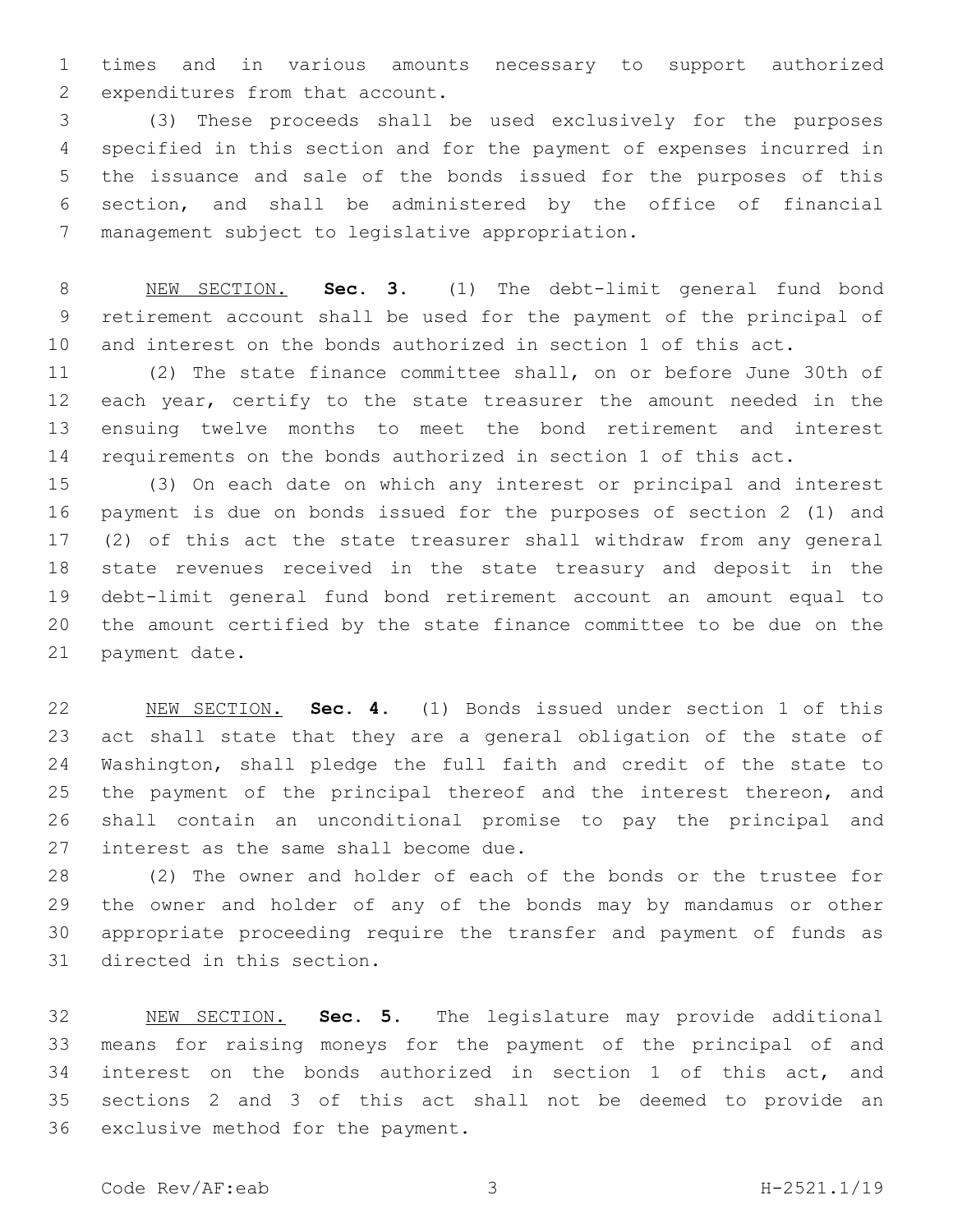times and in various amounts necessary to support authorized expenditures from that account.

(3) These proceeds shall be used exclusively for the purposes specified in this section and for the payment of expenses incurred in the issuance and sale of the bonds issued for the purposes of this section, and shall be administered by the office of financial management subject to legislative appropriation.

NEW SECTION. **Sec. 3.** (1) The debt-limit general fund bond retirement account shall be used for the payment of the principal of and interest on the bonds authorized in section 1 of this act.

(2) The state finance committee shall, on or before June 30th of each year, certify to the state treasurer the amount needed in the ensuing twelve months to meet the bond retirement and interest requirements on the bonds authorized in section 1 of this act.

(3) On each date on which any interest or principal and interest payment is due on bonds issued for the purposes of section 2 (1) and (2) of this act the state treasurer shall withdraw from any general state revenues received in the state treasury and deposit in the debt-limit general fund bond retirement account an amount equal to the amount certified by the state finance committee to be due on the payment date.

NEW SECTION. **Sec. 4.** (1) Bonds issued under section 1 of this act shall state that they are a general obligation of the state of Washington, shall pledge the full faith and credit of the state to the payment of the principal thereof and the interest thereon, and shall contain an unconditional promise to pay the principal and interest as the same shall become due.

(2) The owner and holder of each of the bonds or the trustee for the owner and holder of any of the bonds may by mandamus or other appropriate proceeding require the transfer and payment of funds as directed in this section.

NEW SECTION. **Sec. 5.** The legislature may provide additional means for raising moneys for the payment of the principal of and interest on the bonds authorized in section 1 of this act, and sections 2 and 3 of this act shall not be deemed to provide an exclusive method for the payment.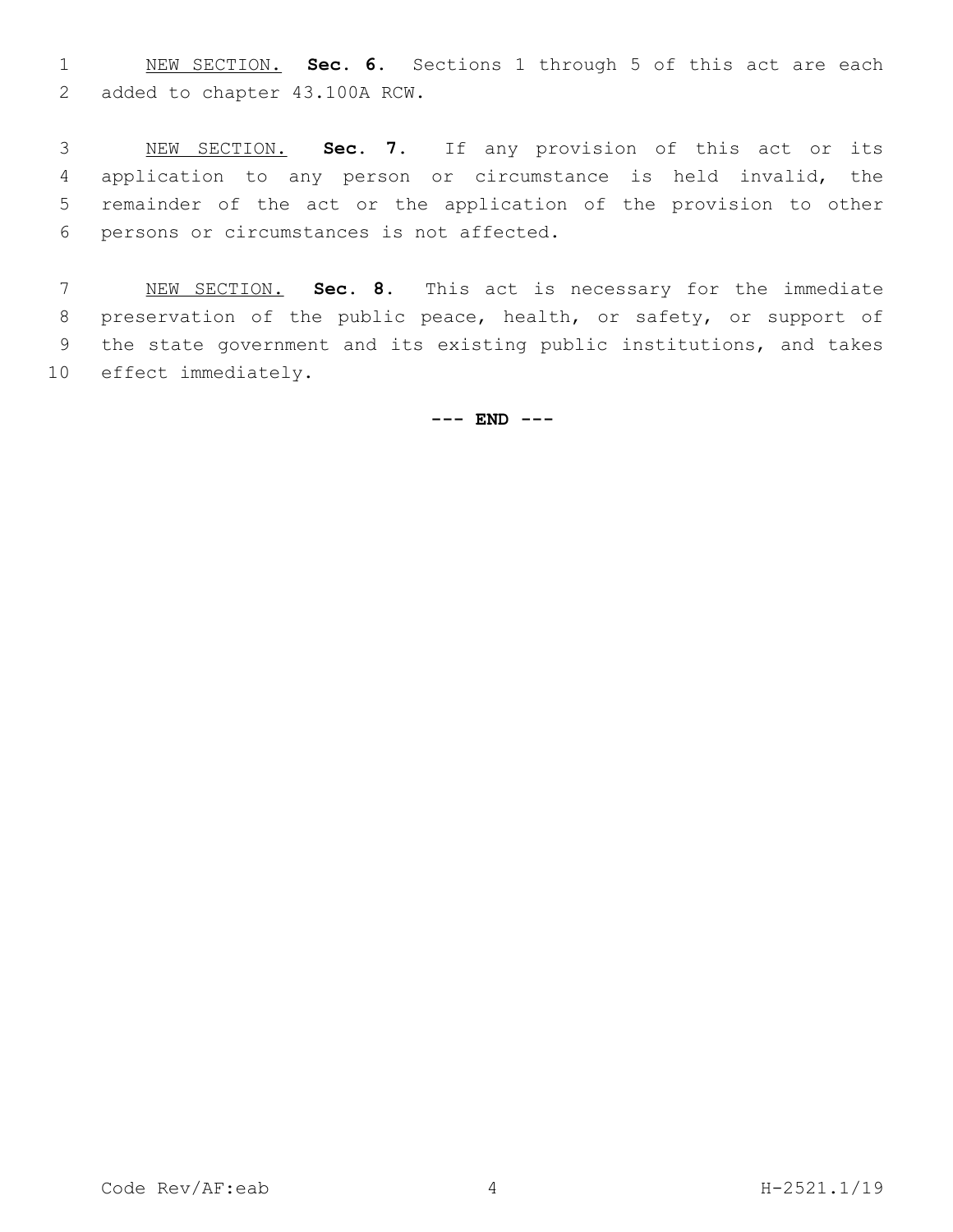NEW SECTION. **Sec. 6.** Sections 1 through 5 of this act are each added to chapter 43.100A RCW.

NEW SECTION. **Sec. 7.** If any provision of this act or its application to any person or circumstance is held invalid, the remainder of the act or the application of the provision to other persons or circumstances is not affected.

NEW SECTION. **Sec. 8.** This act is necessary for the immediate preservation of the public peace, health, or safety, or support of the state government and its existing public institutions, and takes effect immediately.

**--- END ---**